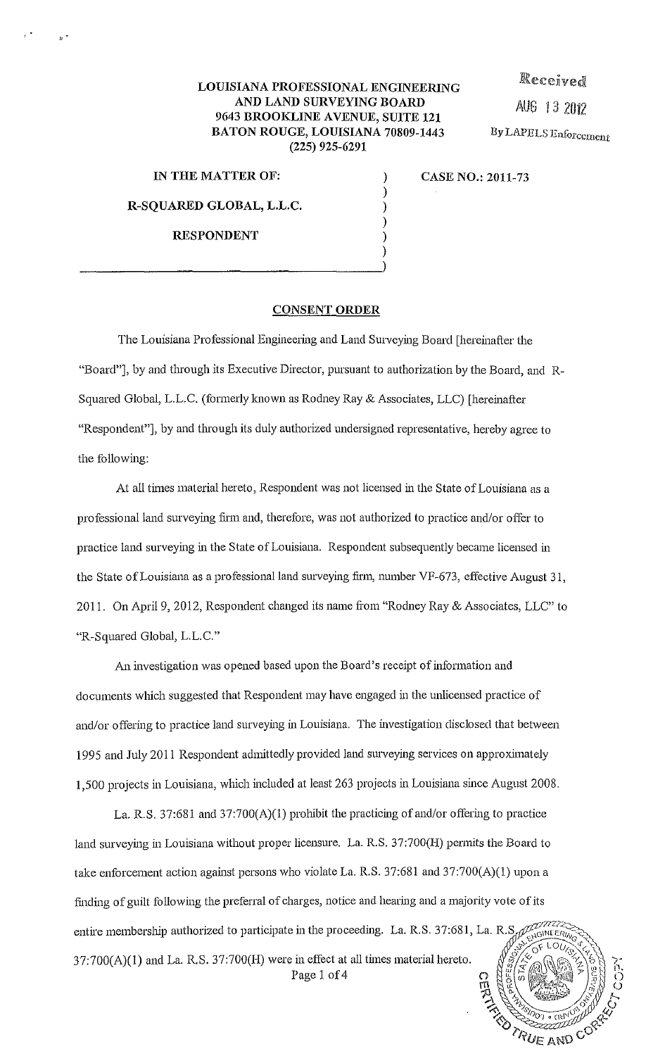**LOUISIANA PROFESSIONAL ENGINEERING AND LAND SURVEYING BOARD**
**9643 BROOKLINE AVENUE, SUITE 121**
**BATON ROUGE, LOUISIANA 70809-1443**
**(225) 925-6291**

Received
AUG 13 2012
By LAPELS Enforcement

**IN THE MATTER OF:**

**R-SQUARED GLOBAL, L.L.C.**

**RESPONDENT**

**CASE NO.: 2011-73**

## CONSENT ORDER

The Louisiana Professional Engineering and Land Surveying Board [hereinafter the "Board"], by and through its Executive Director, pursuant to authorization by the Board, and R-Squared Global, L.L.C. (formerly known as Rodney Ray & Associates, LLC) [hereinafter "Respondent"], by and through its duly authorized undersigned representative, hereby agree to the following:

At all times material hereto, Respondent was not licensed in the State of Louisiana as a professional land surveying firm and, therefore, was not authorized to practice and/or offer to practice land surveying in the State of Louisiana. Respondent subsequently became licensed in the State of Louisiana as a professional land surveying firm, number VF-673, effective August 31, 2011. On April 9, 2012, Respondent changed its name from "Rodney Ray & Associates, LLC" to "R-Squared Global, L.L.C."

An investigation was opened based upon the Board's receipt of information and documents which suggested that Respondent may have engaged in the unlicensed practice of and/or offering to practice land surveying in Louisiana. The investigation disclosed that between 1995 and July 2011 Respondent admittedly provided land surveying services on approximately 1,500 projects in Louisiana, which included at least 263 projects in Louisiana since August 2008.

La. R.S. 37:681 and 37:700(A)(1) prohibit the practicing of and/or offering to practice land surveying in Louisiana without proper licensure. La. R.S. 37:700(H) permits the Board to take enforcement action against persons who violate La. R.S. 37:681 and 37:700(A)(1) upon a finding of guilt following the preferral of charges, notice and hearing and a majority vote of its entire membership authorized to participate in the proceeding. La. R.S. 37:681, La. R.S. 37:700(A)(1) and La. R.S. 37:700(H) were in effect at all times material hereto.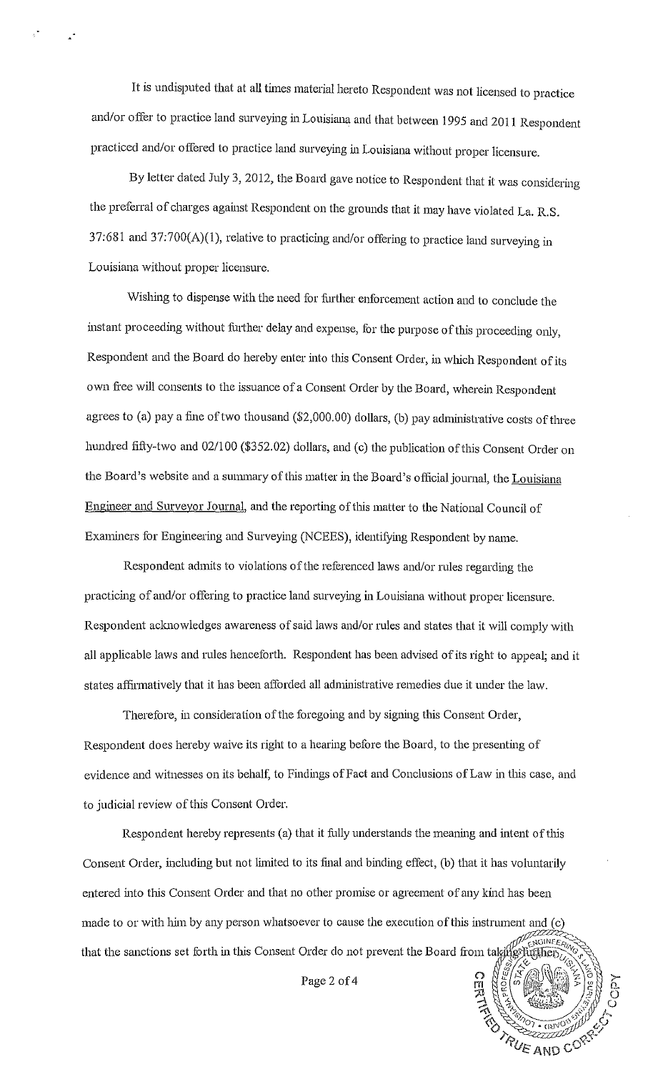It is undisputed that at all times material hereto Respondent was not licensed to practice and/or offer to practice land surveying in Louisiana and that between 1995 and 2011 Respondent practiced and/or offered to practice land surveying in Louisiana without proper licensure.

By letter dated July 3, 2012, the Board gave notice to Respondent that it was considering the preferral of charges against Respondent on the grounds that it may have violated La. R.S. 37:681 and 37:700(A)(1), relative to practicing and/or offering to practice land surveying in Louisiana without proper licensure.

Wishing to dispense with the need for further enforcement action and to conclude the instant proceeding without further delay and expense, for the purpose of this proceeding only, Respondent and the Board do hereby enter into this Consent Order, in which Respondent of its own free will consents to the issuance of a Consent Order by the Board, wherein Respondent agrees to (a) pay a fine of two thousand ($2,000.00) dollars, (b) pay administrative costs of three hundred fifty-two and 02/100 ($352.02) dollars, and (c) the publication of this Consent Order on the Board's website and a summary of this matter in the Board's official journal, the Louisiana Engineer and Surveyor Journal, and the reporting of this matter to the National Council of Examiners for Engineering and Surveying (NCEES), identifying Respondent by name.

Respondent admits to violations of the referenced laws and/or rules regarding the practicing of and/or offering to practice land surveying in Louisiana without proper licensure. Respondent acknowledges awareness of said laws and/or rules and states that it will comply with all applicable laws and rules henceforth. Respondent has been advised of its right to appeal; and it states affirmatively that it has been afforded all administrative remedies due it under the law.

Therefore, in consideration of the foregoing and by signing this Consent Order, Respondent does hereby waive its right to a hearing before the Board, to the presenting of evidence and witnesses on its behalf, to Findings of Fact and Conclusions of Law in this case, and to judicial review of this Consent Order.

Respondent hereby represents (a) that it fully understands the meaning and intent of this Consent Order, including but not limited to its final and binding effect, (b) that it has voluntarily entered into this Consent Order and that no other promise or agreement of any kind has been made to or with him by any person whatsoever to cause the execution of this instrument and (c) that the sanctions set forth in this Consent Order do not prevent the Board from taking further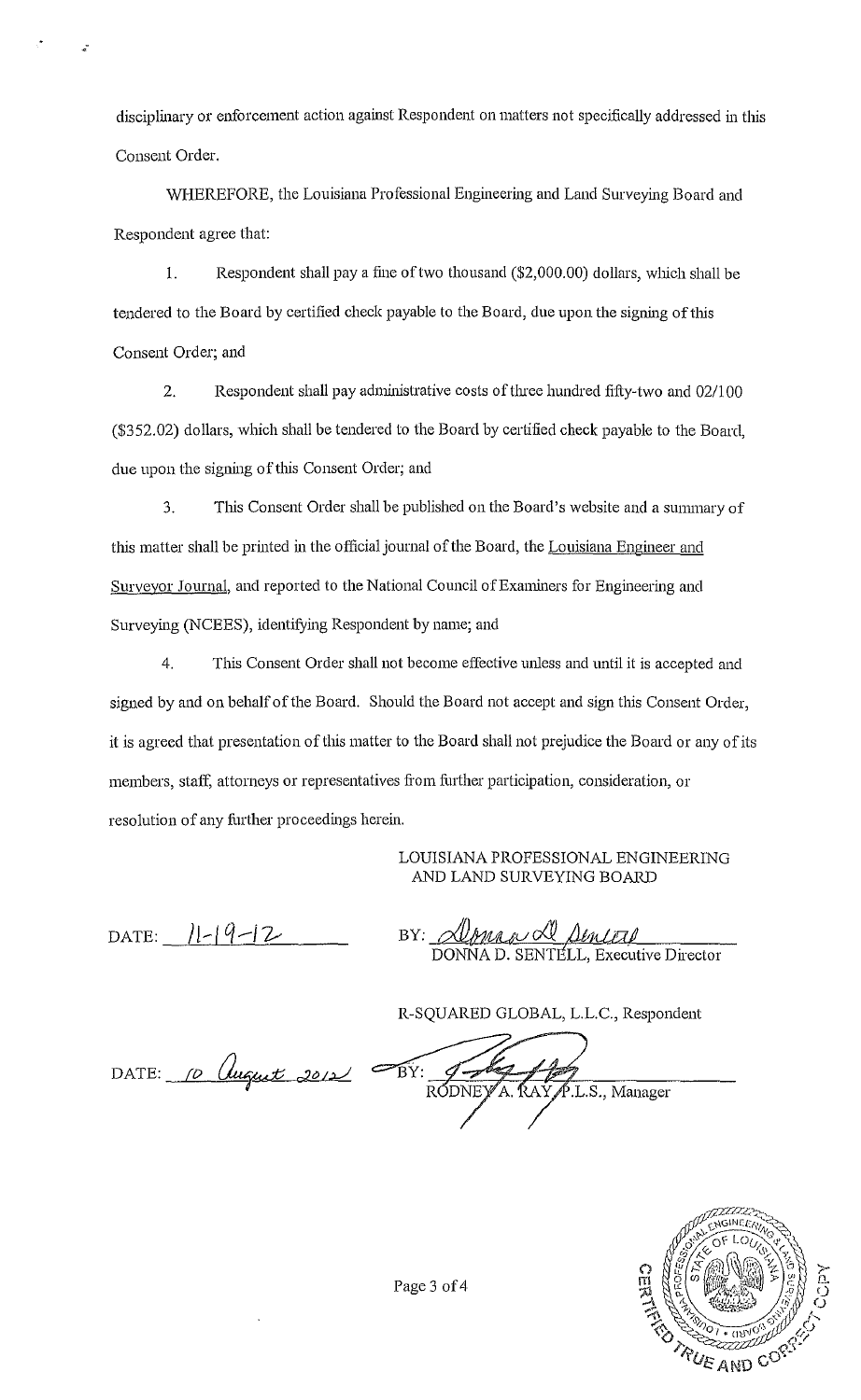disciplinary or enforcement action against Respondent on matters not specifically addressed in this Consent Order.

WHEREFORE, the Louisiana Professional Engineering and Land Surveying Board and Respondent agree that:

1. Respondent shall pay a fine of two thousand ($2,000.00) dollars, which shall be tendered to the Board by certified check payable to the Board, due upon the signing of this Consent Order; and

2. Respondent shall pay administrative costs of three hundred fifty-two and 02/100 ($352.02) dollars, which shall be tendered to the Board by certified check payable to the Board, due upon the signing of this Consent Order; and

3. This Consent Order shall be published on the Board's website and a summary of this matter shall be printed in the official journal of the Board, the Louisiana Engineer and Surveyor Journal, and reported to the National Council of Examiners for Engineering and Surveying (NCEES), identifying Respondent by name; and

4. This Consent Order shall not become effective unless and until it is accepted and signed by and on behalf of the Board. Should the Board not accept and sign this Consent Order, it is agreed that presentation of this matter to the Board shall not prejudice the Board or any of its members, staff, attorneys or representatives from further participation, consideration, or resolution of any further proceedings herein.

LOUISIANA PROFESSIONAL ENGINEERING AND LAND SURVEYING BOARD

DATE: 11-19-12

BY: *Donna D. Sentell*
DONNA D. SENTELL, Executive Director

R-SQUARED GLOBAL, L.L.C., Respondent

DATE: 10 August 2012

BY: *[signature]*
RODNEY A. RAY, P.L.S., Manager

CERTIFIED TRUE AND CORRECT COPY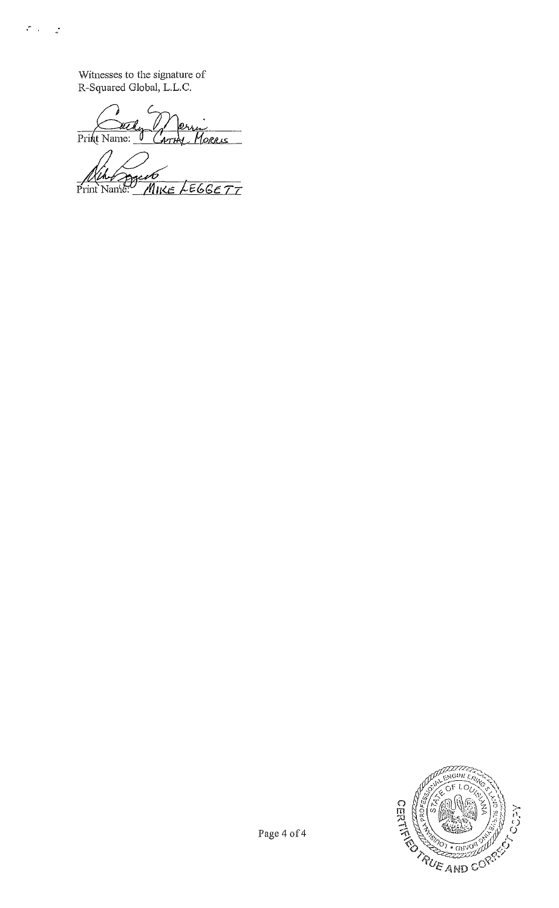Witnesses to the signature of
R-Squared Global, L.L.C.

Print Name: CATHY MORRIS

Print Name: MIKE LEGGETT

CERTIFIED TRUE AND CORRECT COPY
LOUISIANA PROFESSIONAL ENGINEERING AND LAND SURVEYING BOARD • STATE OF LOUISIANA